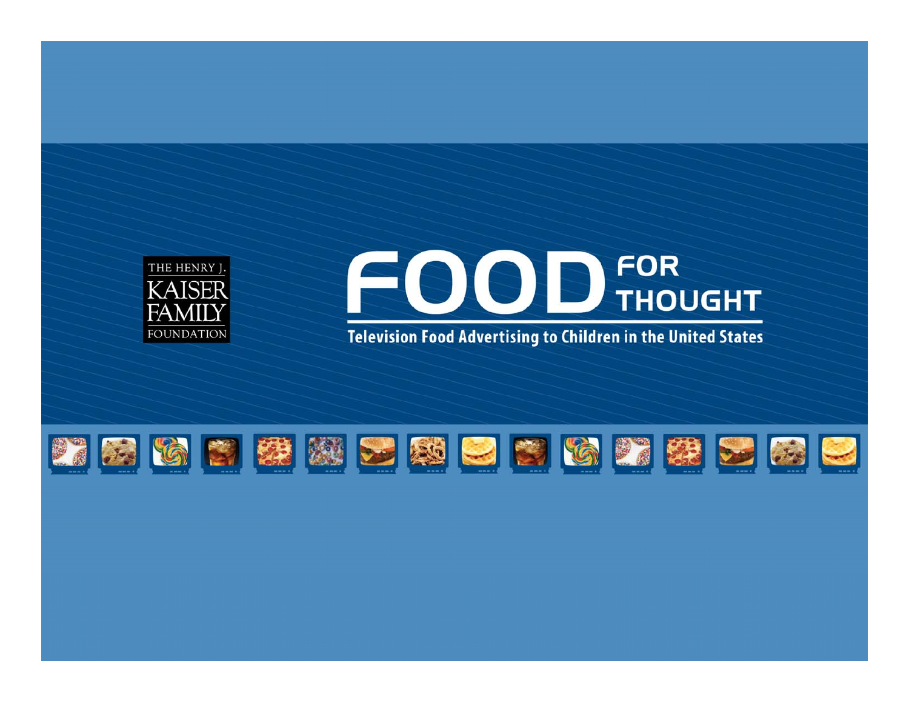THE HENRY J. KAISER FAMILY FOUNDATION

# FOOD FOR THOUGHT

## Television Food Advertising to Children in the United States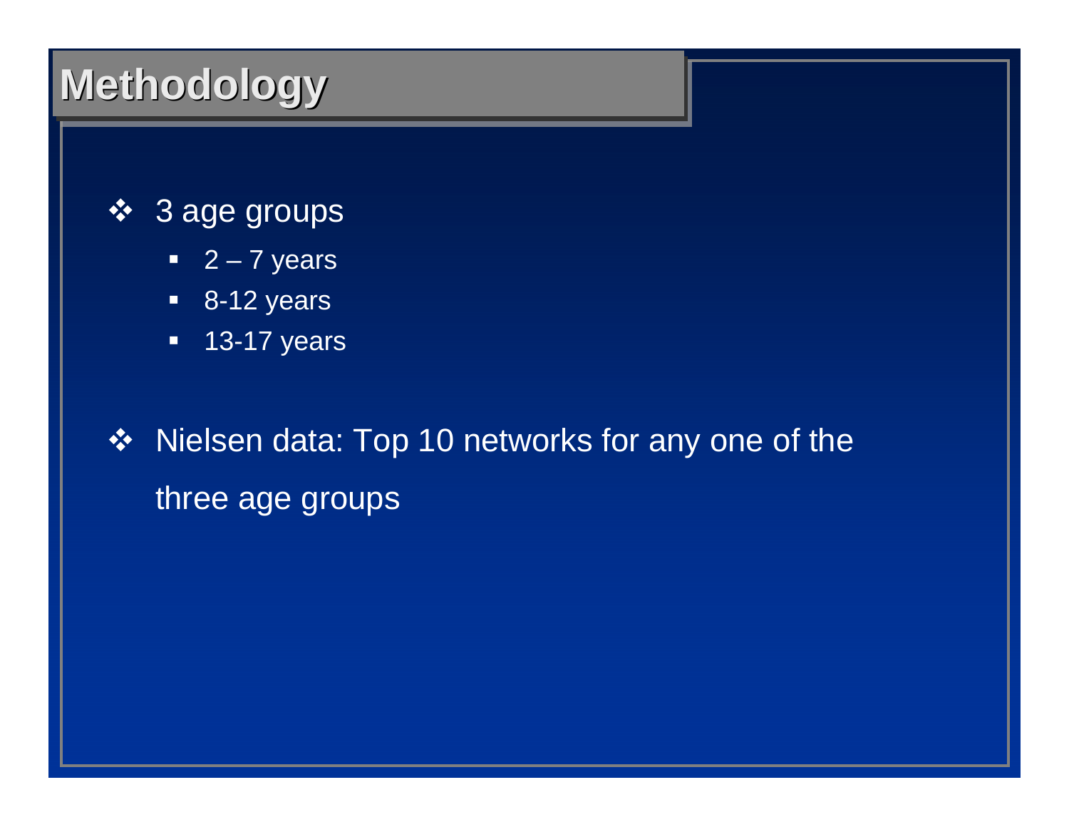# Methodology

- 3 age groups
  - 2 – 7 years
  - 8-12 years
  - 13-17 years
- Nielsen data: Top 10 networks for any one of the three age groups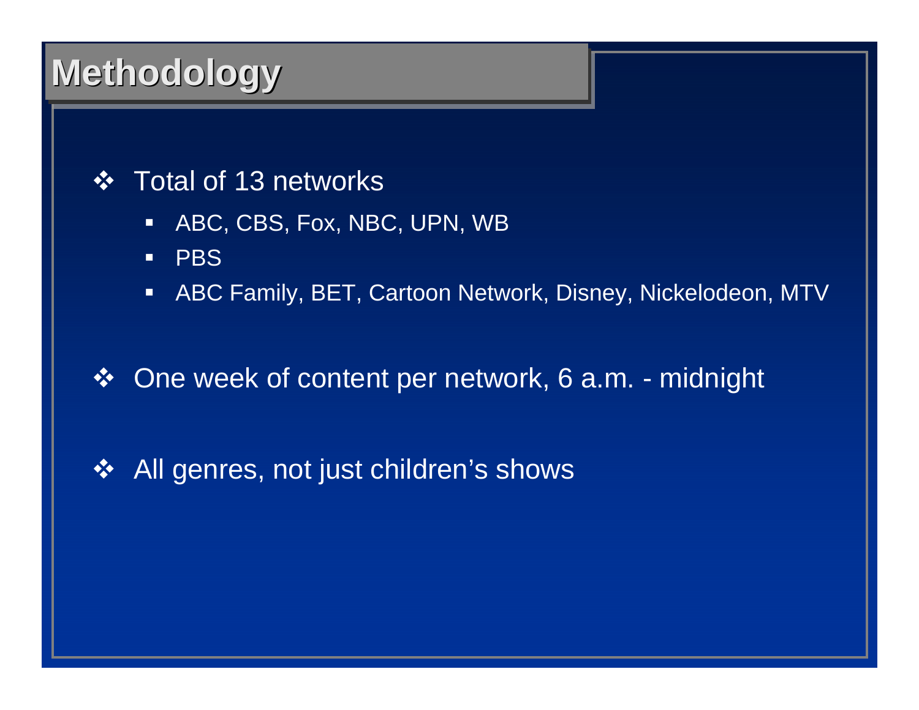# Methodology

- Total of 13 networks
  - ABC, CBS, Fox, NBC, UPN, WB
  - PBS
  - ABC Family, BET, Cartoon Network, Disney, Nickelodeon, MTV
- One week of content per network, 6 a.m. - midnight
- All genres, not just children's shows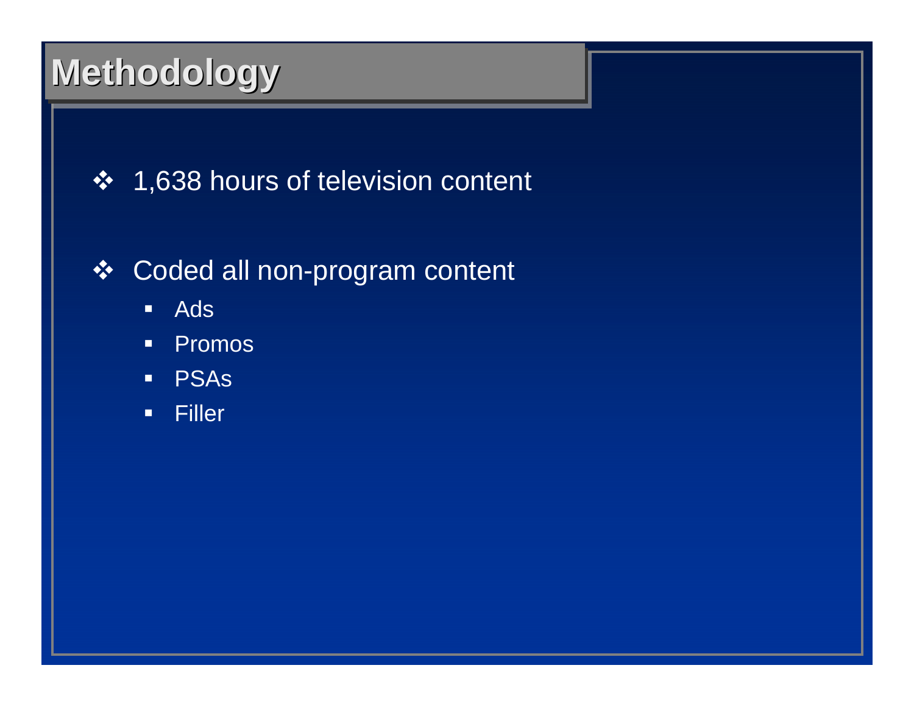# Methodology

- 1,638 hours of television content

- Coded all non-program content
  - Ads
  - Promos
  - PSAs
  - Filler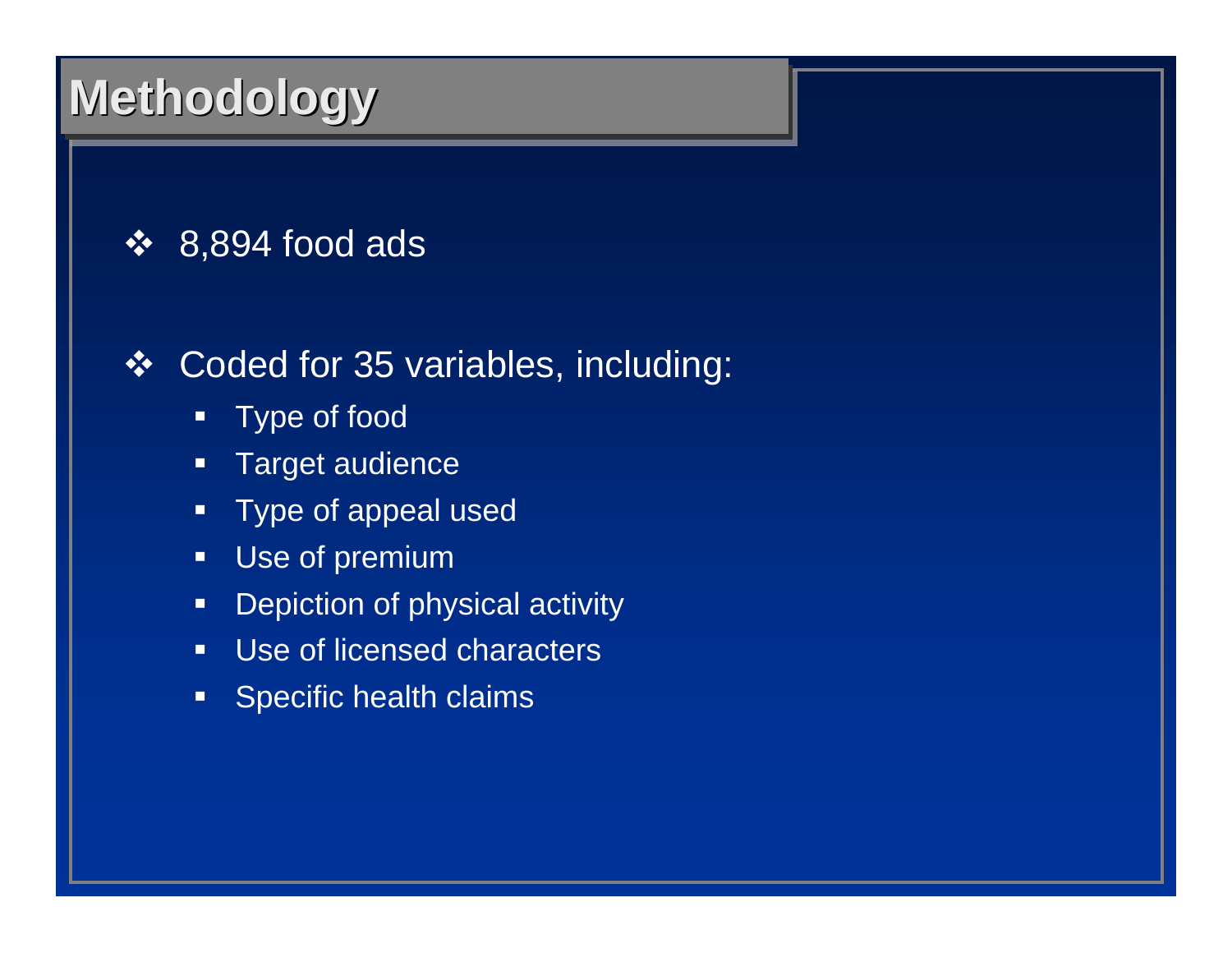# Methodology

- 8,894 food ads
- Coded for 35 variables, including:
  - Type of food
  - Target audience
  - Type of appeal used
  - Use of premium
  - Depiction of physical activity
  - Use of licensed characters
  - Specific health claims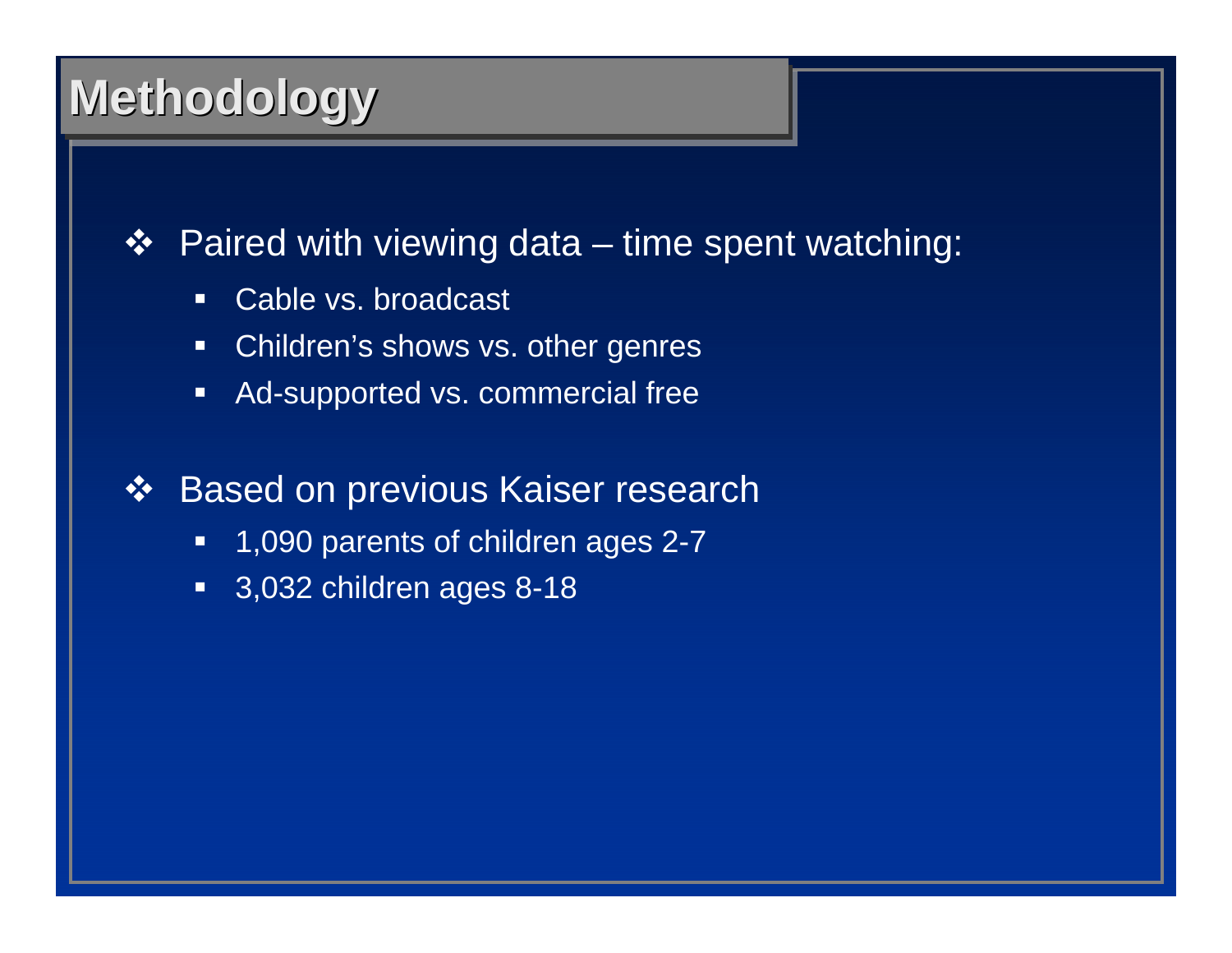# Methodology

- Paired with viewing data – time spent watching:
  - Cable vs. broadcast
  - Children's shows vs. other genres
  - Ad-supported vs. commercial free
- Based on previous Kaiser research
  - 1,090 parents of children ages 2-7
  - 3,032 children ages 8-18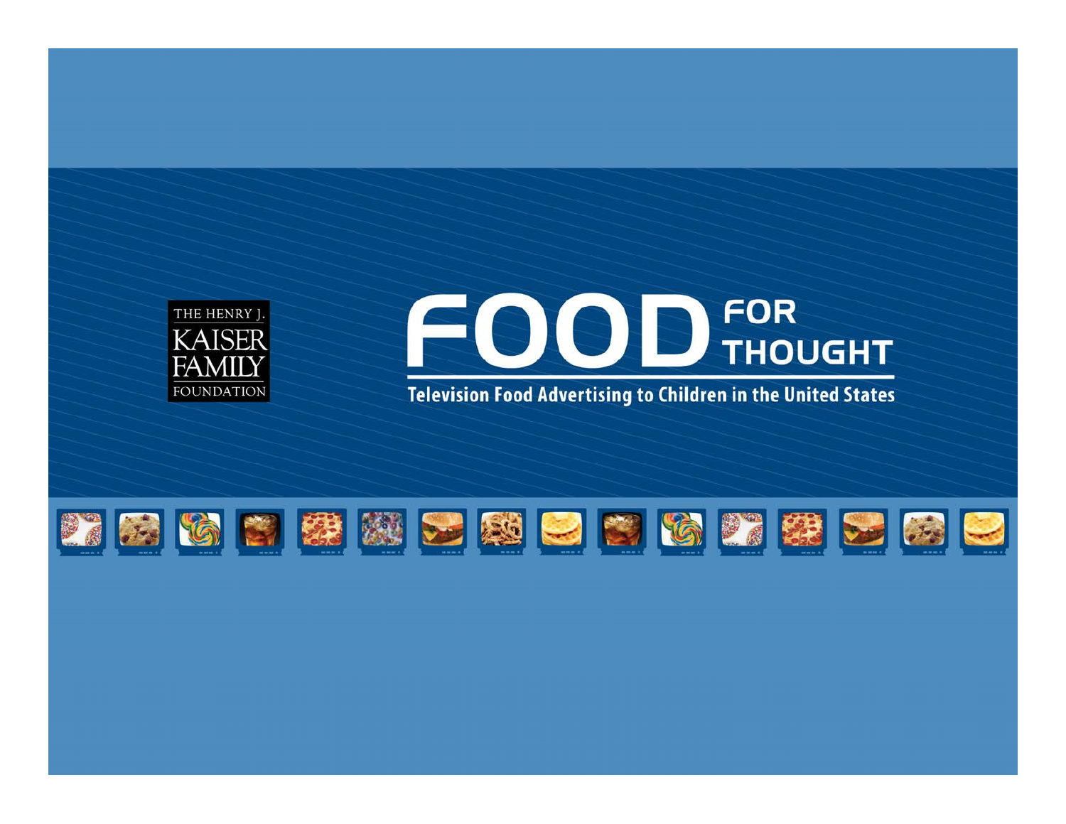THE HENRY J. KAISER FAMILY FOUNDATION

# FOOD FOR THOUGHT

## Television Food Advertising to Children in the United States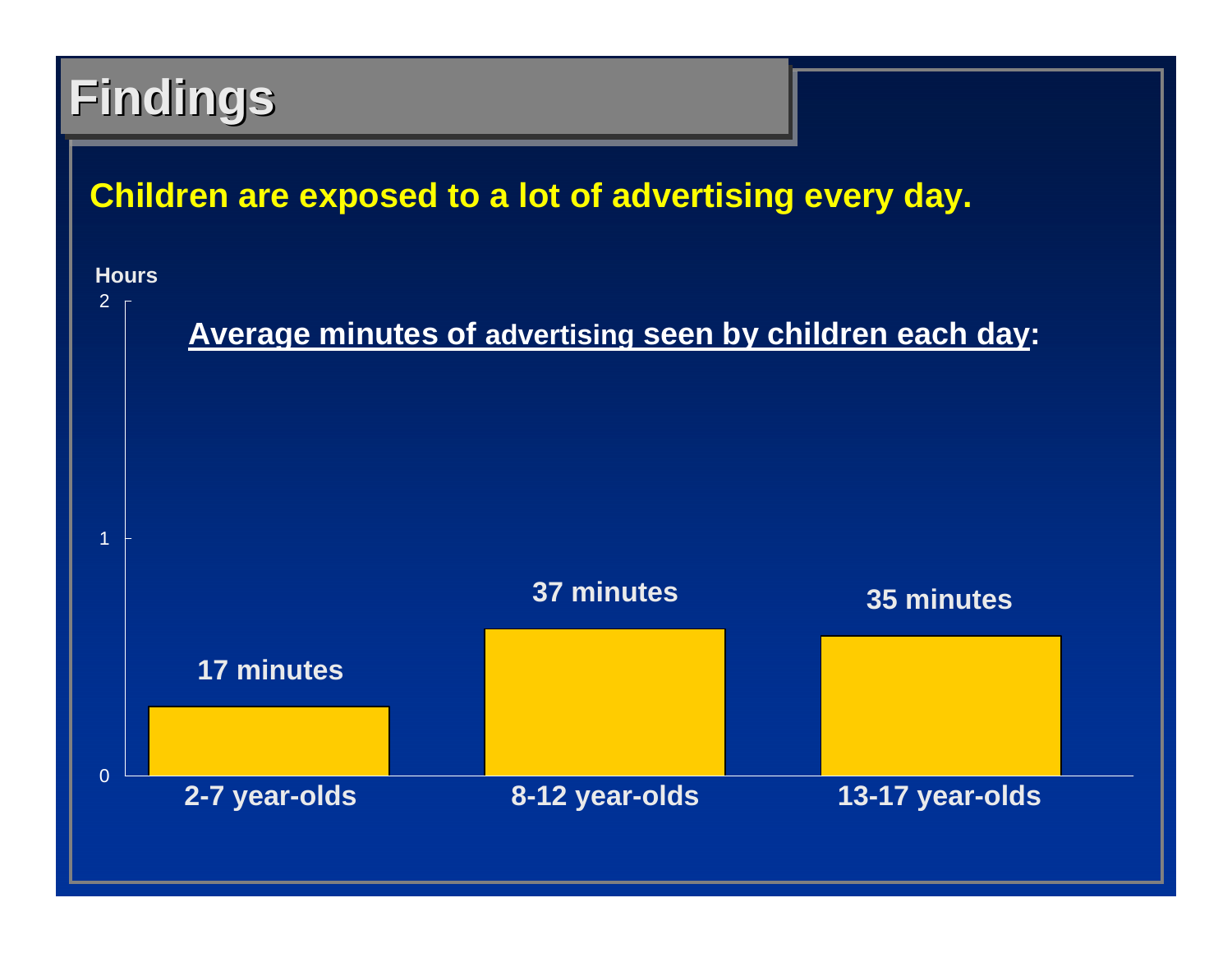# Findings

**Children are exposed to a lot of advertising every day.**

**Average minutes of advertising seen by children each day:**

| Age group | Minutes |
| --- | --- |
| 2-7 year-olds | 17 minutes |
| 8-12 year-olds | 37 minutes |
| 13-17 year-olds | 35 minutes |

(Y-axis: Hours, 0–2)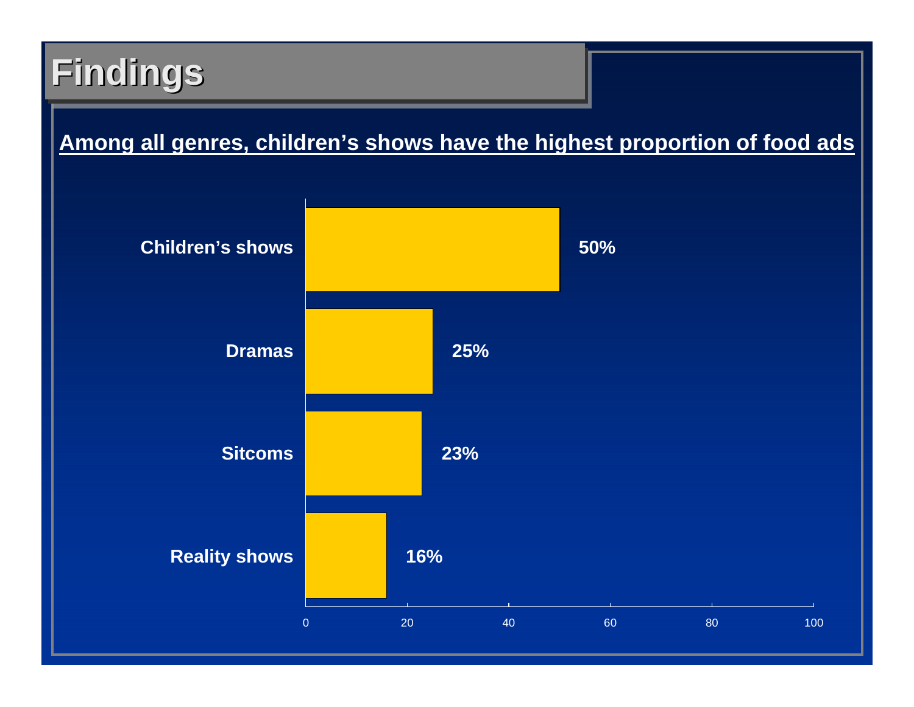# Findings

**Among all genres, children's shows have the highest proportion of food ads**

| Genre | Proportion of food ads |
|---|---|
| Children's shows | 50% |
| Dramas | 25% |
| Sitcoms | 23% |
| Reality shows | 16% |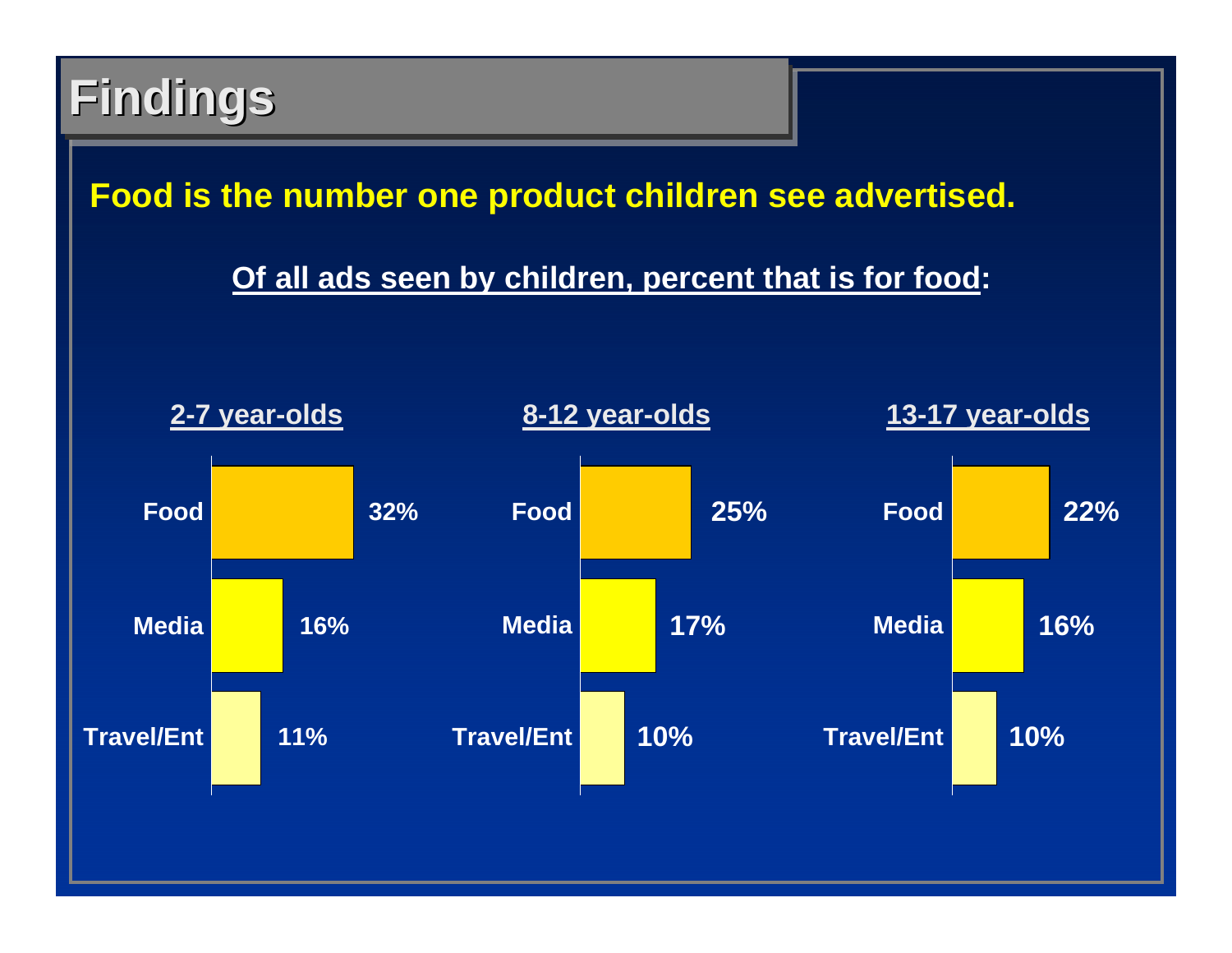# Findings

**Food is the number one product children see advertised.**

**Of all ads seen by children, percent that is for food:**

| | 2-7 year-olds | 8-12 year-olds | 13-17 year-olds |
|---|---|---|---|
| Food | 32% | 25% | 22% |
| Media | 16% | 17% | 16% |
| Travel/Ent | 11% | 10% | 10% |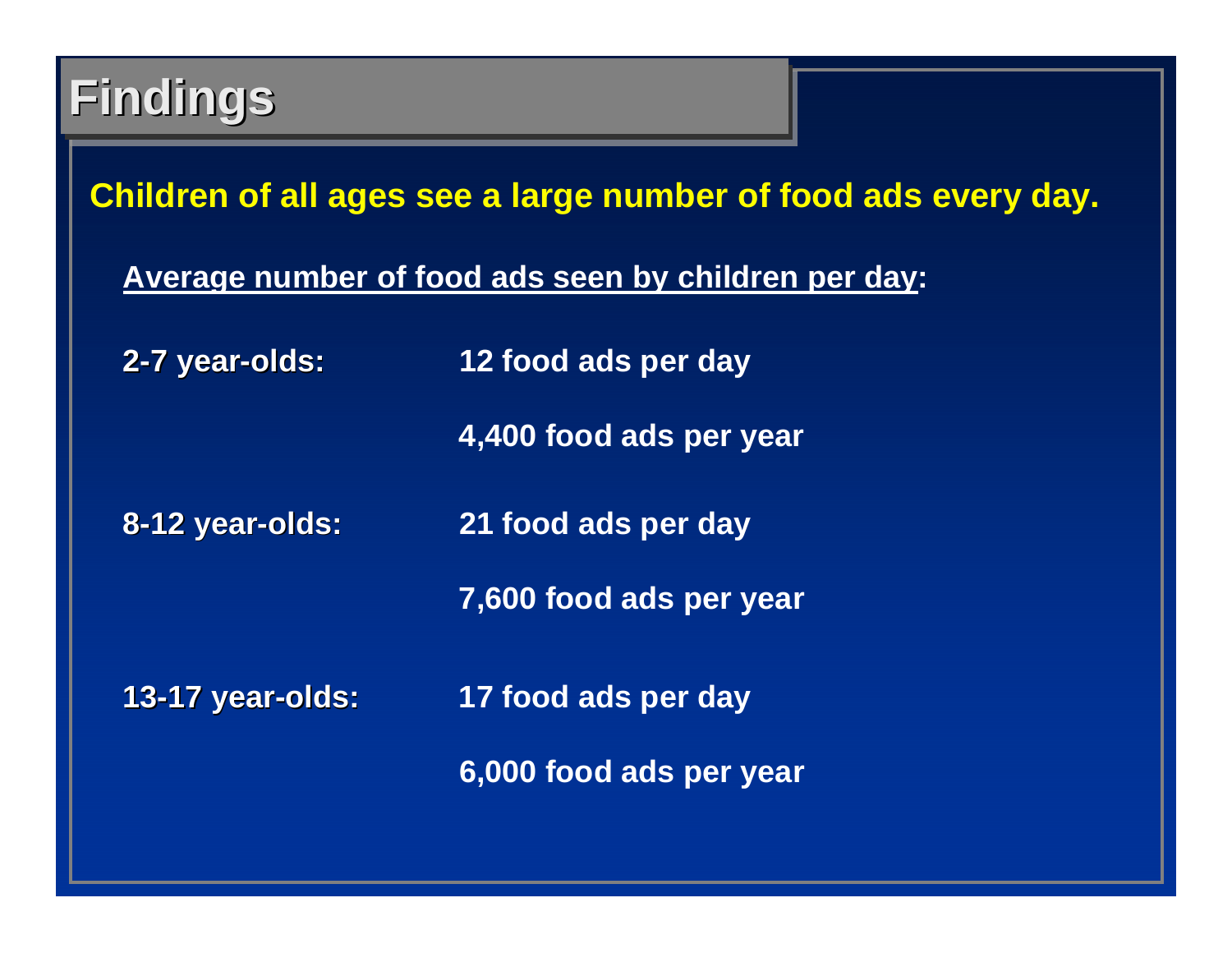# Findings

**Children of all ages see a large number of food ads every day.**

**Average number of food ads seen by children per day:**

| | |
|---|---|
| **2-7 year-olds:** | **12 food ads per day** |
| | **4,400 food ads per year** |
| **8-12 year-olds:** | **21 food ads per day** |
| | **7,600 food ads per year** |
| **13-17 year-olds:** | **17 food ads per day** |
| | **6,000 food ads per year** |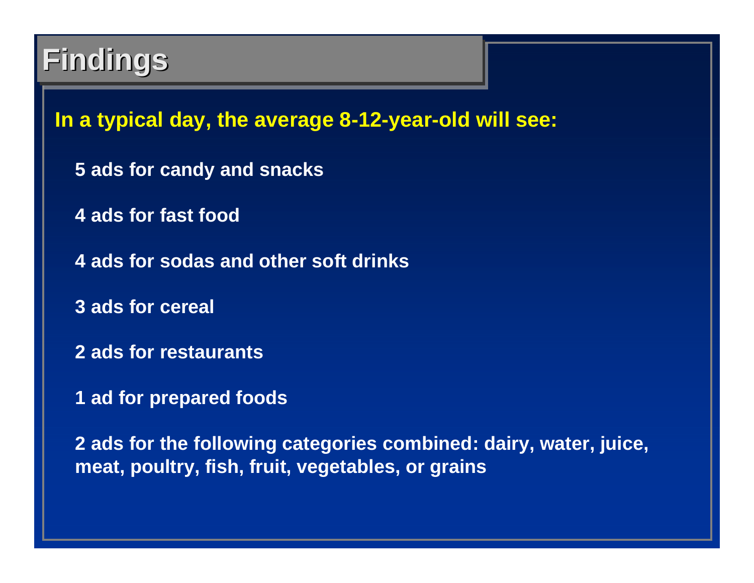# Findings

**In a typical day, the average 8-12-year-old will see:**

**5 ads for candy and snacks**

**4 ads for fast food**

**4 ads for sodas and other soft drinks**

**3 ads for cereal**

**2 ads for restaurants**

**1 ad for prepared foods**

**2 ads for the following categories combined: dairy, water, juice, meat, poultry, fish, fruit, vegetables, or grains**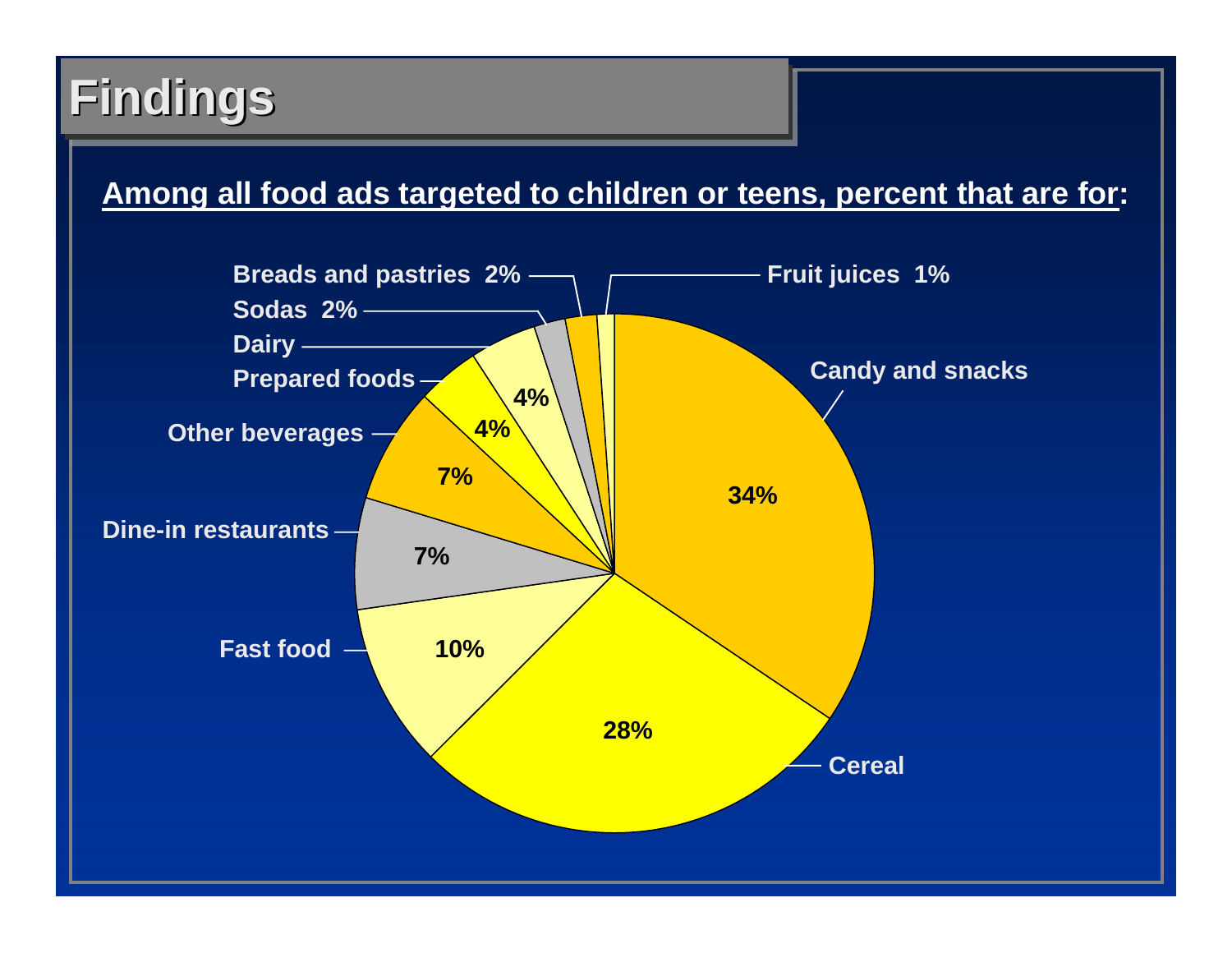# Findings

**Among all food ads targeted to children or teens, percent that are for:**

| Category | Percent |
|---|---|
| Candy and snacks | 34% |
| Cereal | 28% |
| Fast food | 10% |
| Dine-in restaurants | 7% |
| Other beverages | 7% |
| Prepared foods | 4% |
| Dairy | 4% |
| Sodas | 2% |
| Breads and pastries | 2% |
| Fruit juices | 1% |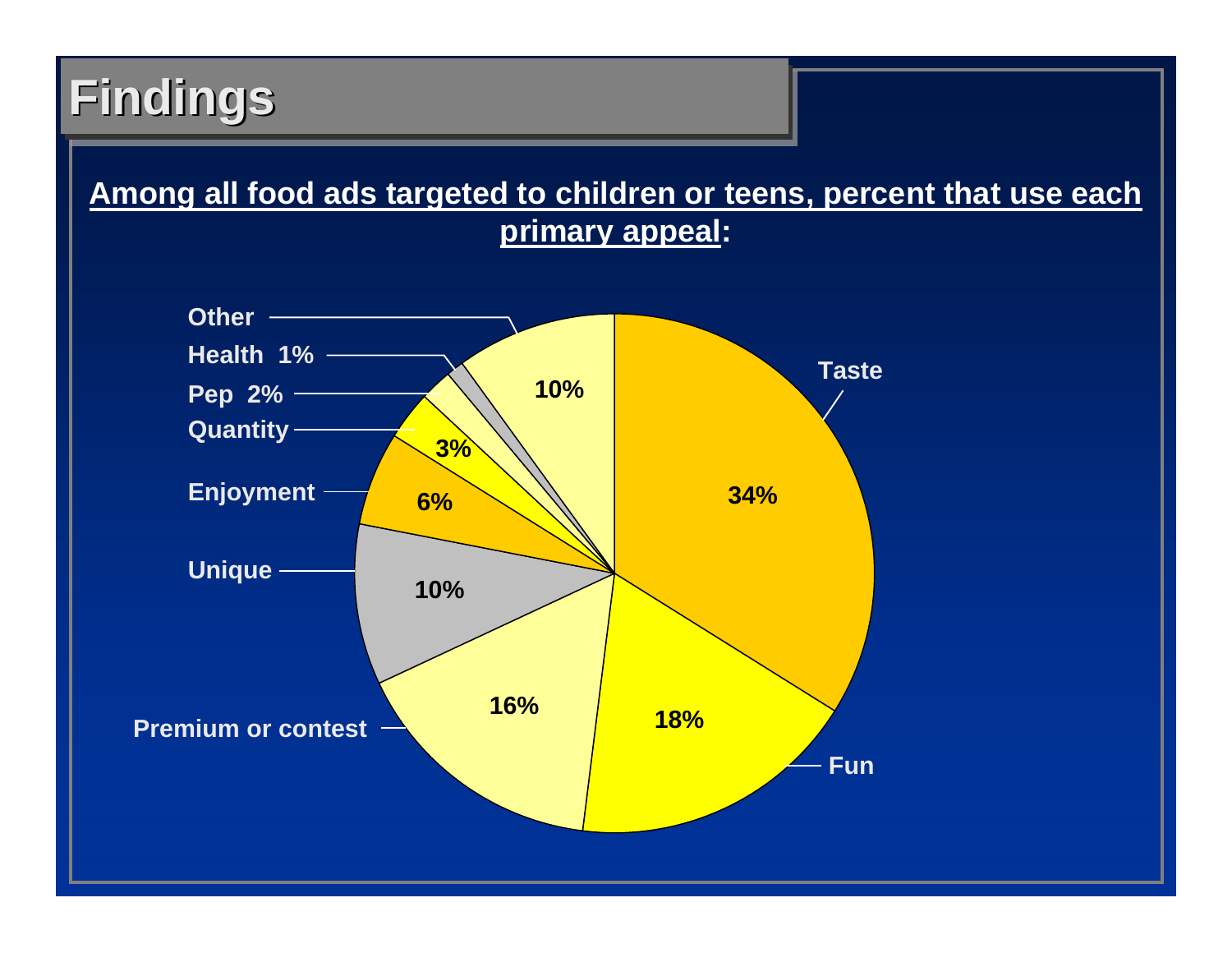# Findings

**Among all food ads targeted to children or teens, percent that use each primary appeal:**

| Primary appeal | Percent |
| --- | --- |
| Taste | 34% |
| Fun | 18% |
| Premium or contest | 16% |
| Unique | 10% |
| Enjoyment | 6% |
| Quantity | 3% |
| Pep | 2% |
| Health | 1% |
| Other | 10% |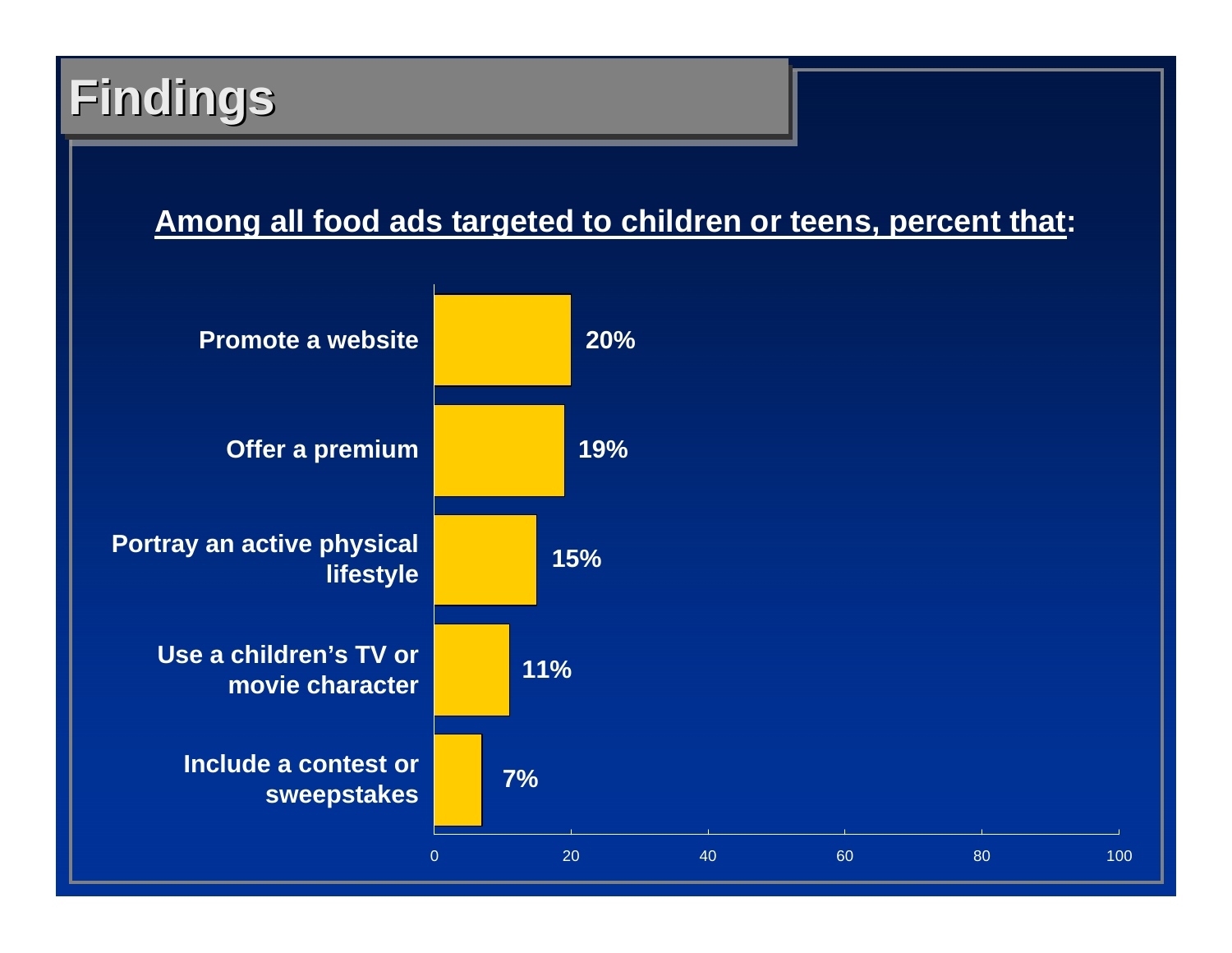# Findings

**Among all food ads targeted to children or teens, percent that:**

| Category | Percent |
|---|---|
| Promote a website | 20% |
| Offer a premium | 19% |
| Portray an active physical lifestyle | 15% |
| Use a children's TV or movie character | 11% |
| Include a contest or sweepstakes | 7% |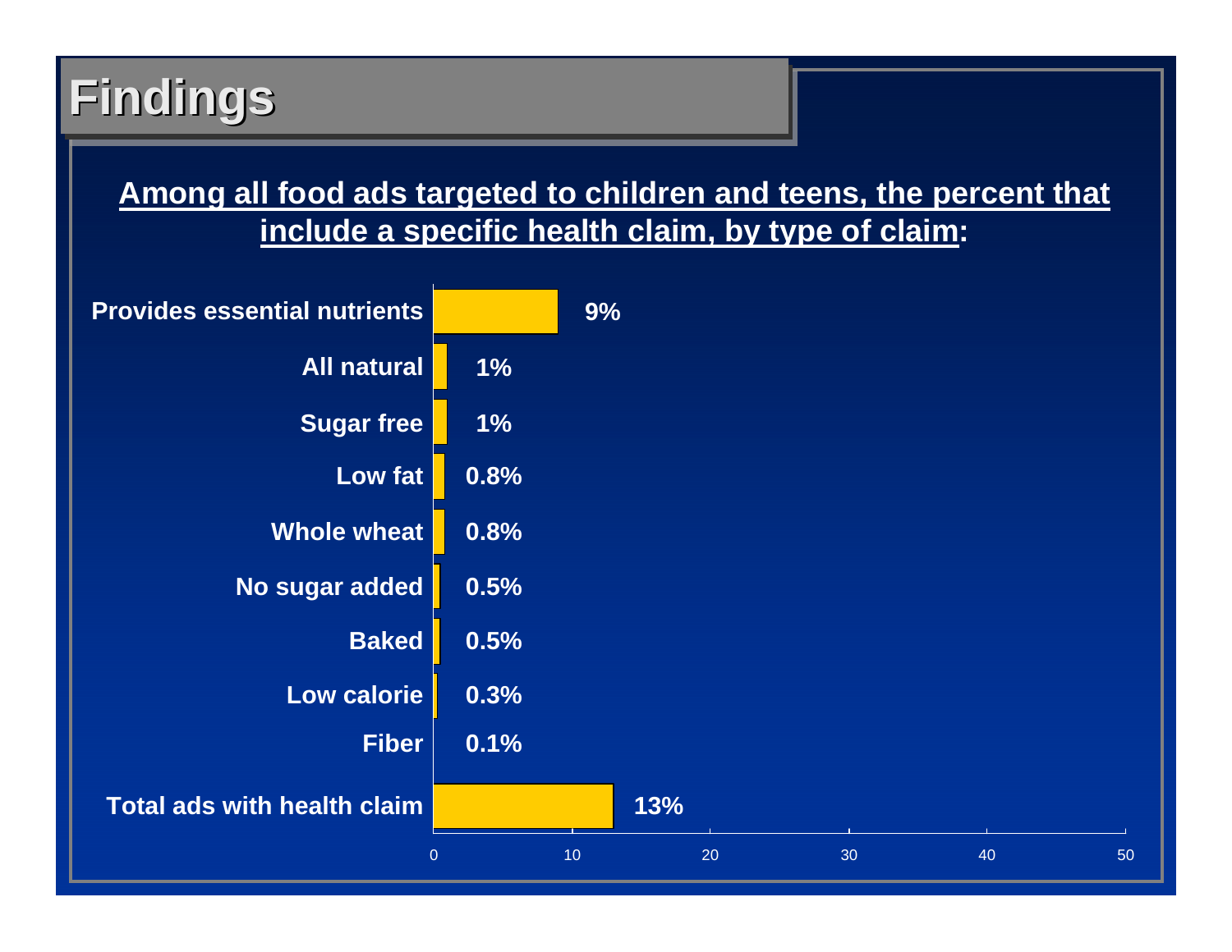# Findings

**Among all food ads targeted to children and teens, the percent that include a specific health claim, by type of claim:**

| Type of claim | Percent |
| --- | --- |
| Provides essential nutrients | 9% |
| All natural | 1% |
| Sugar free | 1% |
| Low fat | 0.8% |
| Whole wheat | 0.8% |
| No sugar added | 0.5% |
| Baked | 0.5% |
| Low calorie | 0.3% |
| Fiber | 0.1% |
| Total ads with health claim | 13% |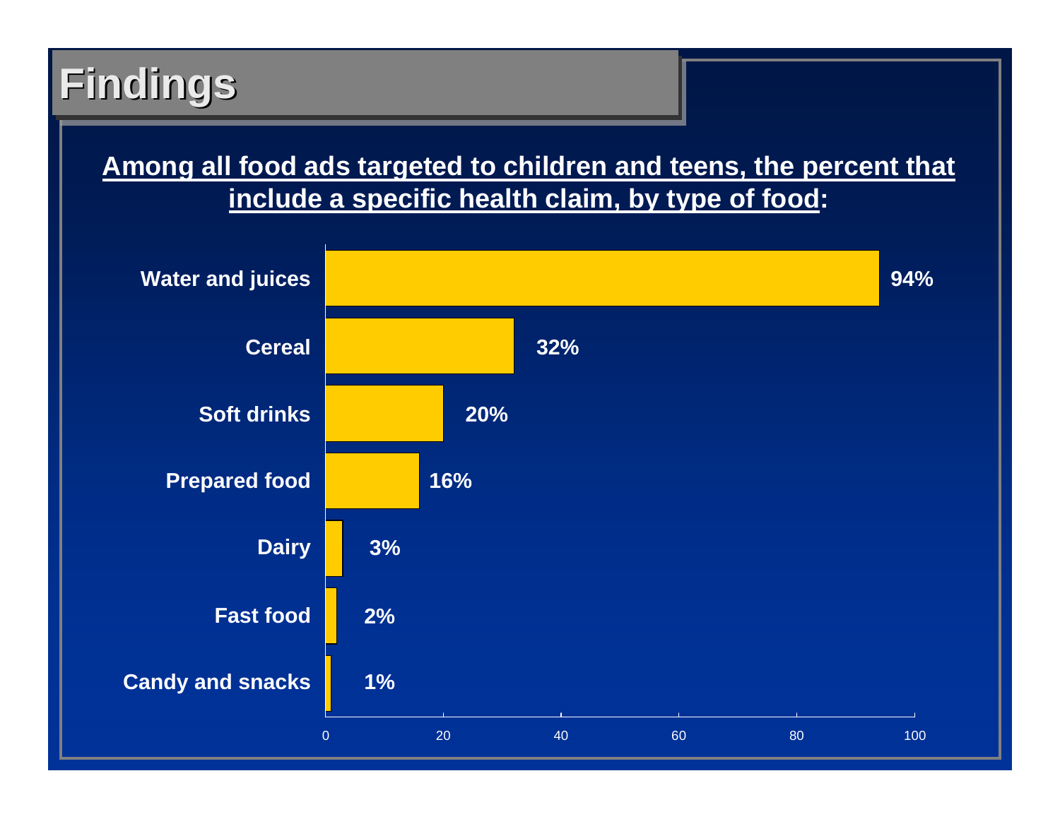# Findings

**Among all food ads targeted to children and teens, the percent that include a specific health claim, by type of food:**

| Type of food | Percent |
| --- | --- |
| Water and juices | 94% |
| Cereal | 32% |
| Soft drinks | 20% |
| Prepared food | 16% |
| Dairy | 3% |
| Fast food | 2% |
| Candy and snacks | 1% |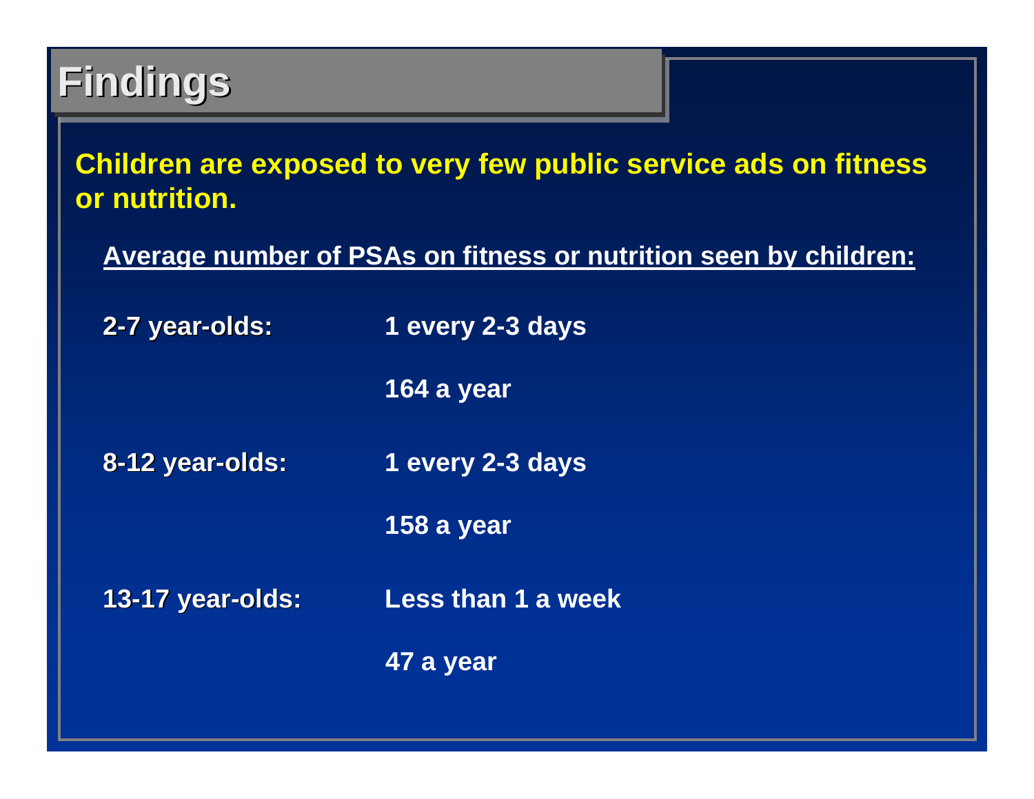# Findings

**Children are exposed to very few public service ads on fitness or nutrition.**

**Average number of PSAs on fitness or nutrition seen by children:**

| Age group | Frequency | Per year |
|---|---|---|
| **2-7 year-olds:** | **1 every 2-3 days** | **164 a year** |
| **8-12 year-olds:** | **1 every 2-3 days** | **158 a year** |
| **13-17 year-olds:** | **Less than 1 a week** | **47 a year** |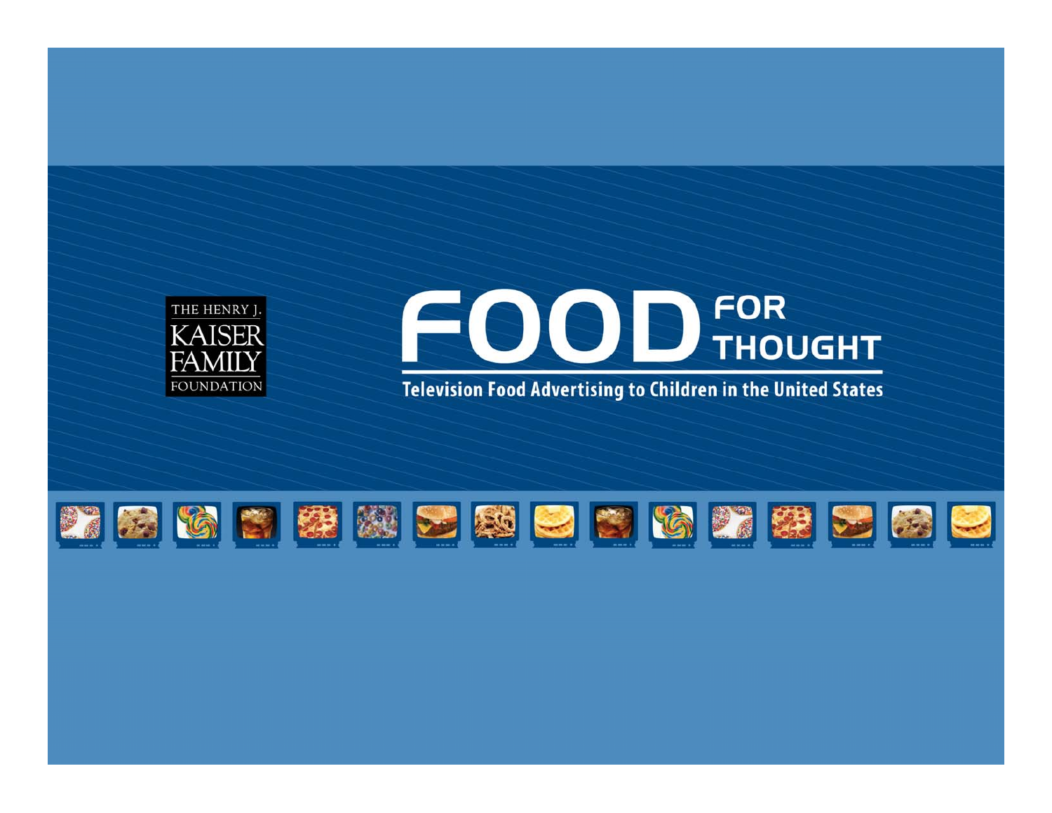THE HENRY J. KAISER FAMILY FOUNDATION

# FOOD FOR THOUGHT

**Television Food Advertising to Children in the United States**